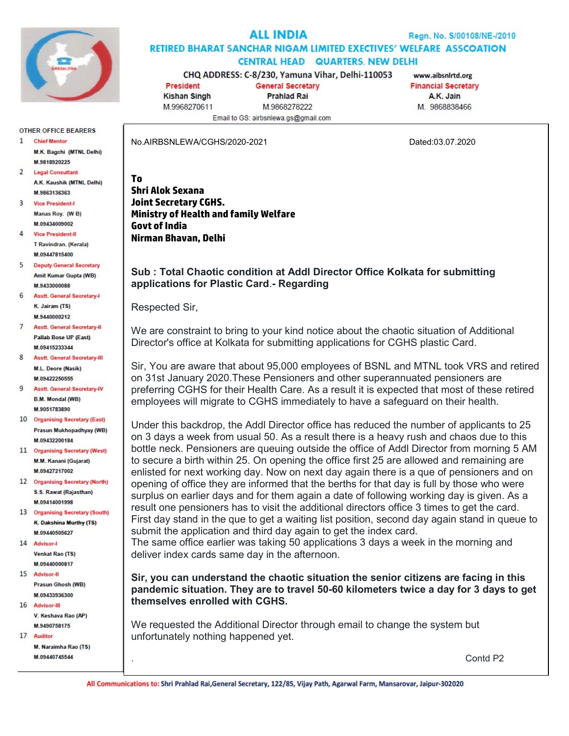# ALL INDIA

Regn. No. S/00108/NE-/2010

## RETIRED BHARAT SANCHAR NIGAM LIMITED EXECTIVES' WELFARE ASSCOATION

### CENTRAL HEAD QUARTERS, NEW DELHI

CHQ ADDRESS: C-8/230, Yamuna Vihar, Delhi-110053

www.aibsnlrtd.org

| President | General Secretary | Financial Secretary |
|---|---|---|
| Kishan Singh | Prahlad Rai | A.K. Jain |
| M.9968270611 | M.9868278222 | M. 9868838466 |

Email to GS: airbsnlewa.gs@gmail.com

OTHER OFFICE BEARERS

1. Chief Mentor
   M.K. Bagchi (MTNL Delhi)
   M.9818920225
2. Legal Consultant
   A.K. Kaushik (MTNL Delhi)
   M.9863136363
3. Vice President-I
   Manas Roy. (W B)
   M.09434009002
4. Vice President-II
   T Ravindran. (Kerala)
   M.09447815400
5. Deputy General Secretary
   Amit Kumar Gupta (WB)
   M.9433000088
6. Asstt. General Secretary-I
   K. Jairam (TS)
   M.9440000212
7. Asstt. General Secretary-II
   Pallab Bose UP (East)
   M.09415233344
8. Asstt. General Secretary-III
   M.L. Deore (Nasik)
   M.09422250555
9. Asstt. General Secretary-IV
   B.M. Mondal (WB)
   M.9051783890
10. Organising Secretary (East)
    Prasun Mukhopadhyay (WB)
    M.09432200184
11. Organising Secretary (West)
    M.M. Kanani (Gujarat)
    M.09427217002
12. Organising Secretary (North)
    S.S. Rawat (Rajasthan)
    M.09414001998
13. Organising Secretary (South)
    K. Dakshina Murthy (TS)
    M.09440505627
14. Advisor-I
    Venkat Rao (TS)
    M.09440000817
15. Advisor-II
    Prasun Ghosh (WB)
    M.09433936300
16. Advisor-III
    V. Keshava Rao (AP)
    M.9490758175
17. Auditor
    M. Naraimha Rao (TS)
    M.09440745544

No.AIRBSNLEWA/CGHS/2020-2021 Dated:03.07.2020

**To**
**Shri Alok Sexana**
**Joint Secretary CGHS.**
**Ministry of Health and family Welfare**
**Govt of India**
**Nirman Bhavan, Delhi**

**Sub : Total Chaotic condition at Addl Director Office Kolkata for submitting applications for Plastic Card.- Regarding**

Respected Sir,

We are constraint to bring to your kind notice about the chaotic situation of Additional Director's office at Kolkata for submitting applications for CGHS plastic Card.

Sir, You are aware that about 95,000 employees of BSNL and MTNL took VRS and retired on 31st January 2020.These Pensioners and other superannuated pensioners are preferring CGHS for their Health Care. As a result it is expected that most of these retired employees will migrate to CGHS immediately to have a safeguard on their health.

Under this backdrop, the Addl Director office has reduced the number of applicants to 25 on 3 days a week from usual 50. As a result there is a heavy rush and chaos due to this bottle neck. Pensioners are queuing outside the office of Addl Director from morning 5 AM to secure a birth within 25. On opening the office first 25 are allowed and remaining are enlisted for next working day. Now on next day again there is a que of pensioners and on opening of office they are informed that the berths for that day is full by those who were surplus on earlier days and for them again a date of following working day is given. As a result one pensioners has to visit the additional directors office 3 times to get the card. First day stand in the que to get a waiting list position, second day again stand in queue to submit the application and third day again to get the index card.
The same office earlier was taking 50 applications 3 days a week in the morning and deliver index cards same day in the afternoon.

**Sir, you can understand the chaotic situation the senior citizens are facing in this pandemic situation. They are to travel 50-60 kilometers twice a day for 3 days to get themselves enrolled with CGHS.**

We requested the Additional Director through email to change the system but unfortunately nothing happened yet.

. Contd P2

All Communications to: Shri Prahlad Rai,General Secretary, 122/85, Vijay Path, Agarwal Farm, Mansarovar, Jaipur-302020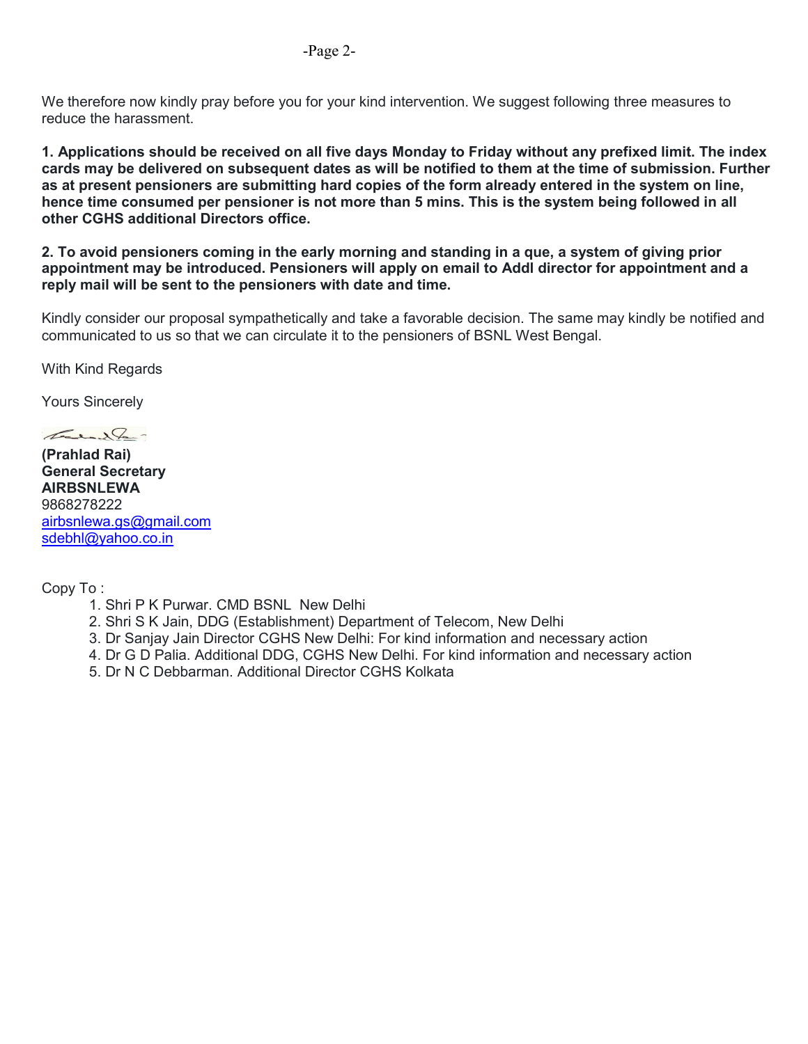We therefore now kindly pray before you for your kind intervention. We suggest following three measures to reduce the harassment.

**1. Applications should be received on all five days Monday to Friday without any prefixed limit. The index cards may be delivered on subsequent dates as will be notified to them at the time of submission. Further as at present pensioners are submitting hard copies of the form already entered in the system on line, hence time consumed per pensioner is not more than 5 mins. This is the system being followed in all other CGHS additional Directors office.**

**2. To avoid pensioners coming in the early morning and standing in a que, a system of giving prior appointment may be introduced. Pensioners will apply on email to Addl director for appointment and a reply mail will be sent to the pensioners with date and time.**

Kindly consider our proposal sympathetically and take a favorable decision. The same may kindly be notified and communicated to us so that we can circulate it to the pensioners of BSNL West Bengal.

With Kind Regards

Yours Sincerely

**(Prahlad Rai)**
**General Secretary**
**AIRBSNLEWA**
9868278222
airbsnlewa.gs@gmail.com
sdebhl@yahoo.co.in

Copy To :

1. Shri P K Purwar. CMD BSNL New Delhi
2. Shri S K Jain, DDG (Establishment) Department of Telecom, New Delhi
3. Dr Sanjay Jain Director CGHS New Delhi: For kind information and necessary action
4. Dr G D Palia. Additional DDG, CGHS New Delhi. For kind information and necessary action
5. Dr N C Debbarman. Additional Director CGHS Kolkata